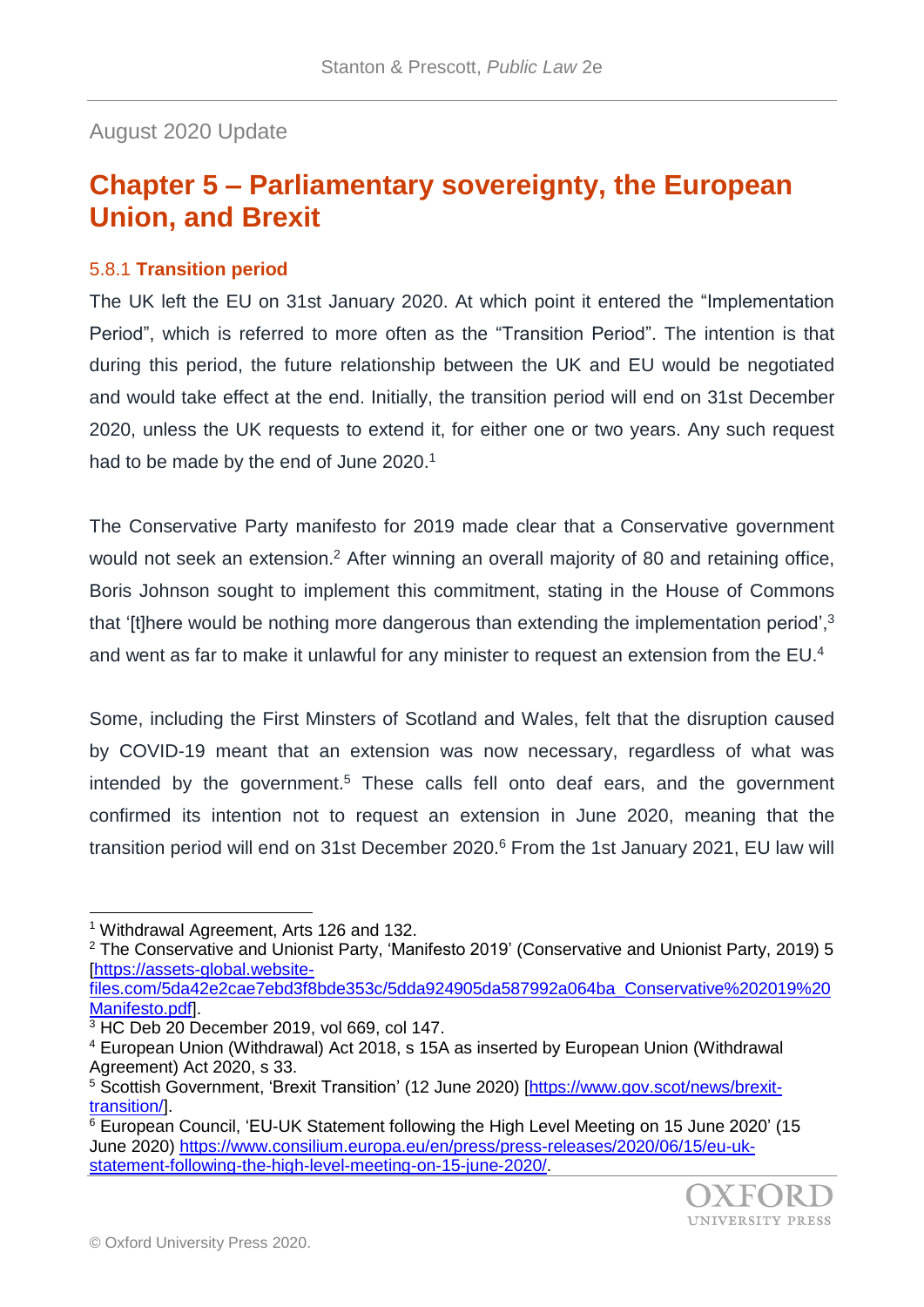August 2020 Update

# Chapter 5 – Parliamentary sovereignty, the European Union, and Brexit

### 5.8.1 Transition period

The UK left the EU on 31st January 2020. At which point it entered the "Implementation Period", which is referred to more often as the "Transition Period". The intention is that during this period, the future relationship between the UK and EU would be negotiated and would take effect at the end. Initially, the transition period will end on 31st December 2020, unless the UK requests to extend it, for either one or two years. Any such request had to be made by the end of June 2020.[1]

The Conservative Party manifesto for 2019 made clear that a Conservative government would not seek an extension.[2] After winning an overall majority of 80 and retaining office, Boris Johnson sought to implement this commitment, stating in the House of Commons that '[t]here would be nothing more dangerous than extending the implementation period',[3] and went as far to make it unlawful for any minister to request an extension from the EU.[4]

Some, including the First Minsters of Scotland and Wales, felt that the disruption caused by COVID-19 meant that an extension was now necessary, regardless of what was intended by the government.[5] These calls fell onto deaf ears, and the government confirmed its intention not to request an extension in June 2020, meaning that the transition period will end on 31st December 2020.[6] From the 1st January 2021, EU law will

---

[1] Withdrawal Agreement, Arts 126 and 132.

[2] The Conservative and Unionist Party, 'Manifesto 2019' (Conservative and Unionist Party, 2019) 5 [https://assets-global.website-files.com/5da42e2cae7ebd3f8bde353c/5dda924905da587992a064ba_Conservative%202019%20Manifesto.pdf].

[3] HC Deb 20 December 2019, vol 669, col 147.

[4] European Union (Withdrawal) Act 2018, s 15A as inserted by European Union (Withdrawal Agreement) Act 2020, s 33.

[5] Scottish Government, 'Brexit Transition' (12 June 2020) [https://www.gov.scot/news/brexit-transition/].

[6] European Council, 'EU-UK Statement following the High Level Meeting on 15 June 2020' (15 June 2020) https://www.consilium.europa.eu/en/press/press-releases/2020/06/15/eu-uk-statement-following-the-high-level-meeting-on-15-june-2020/.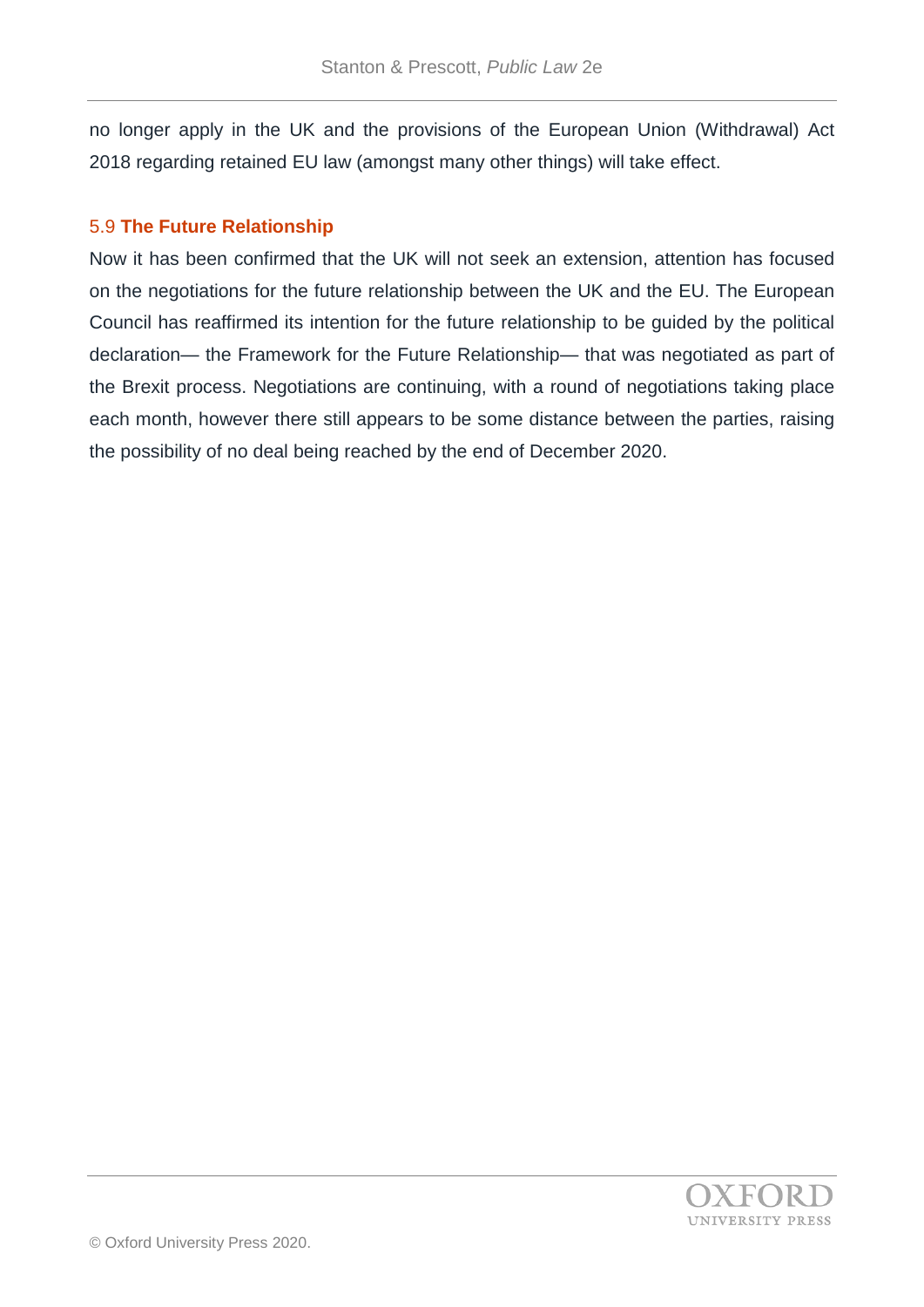no longer apply in the UK and the provisions of the European Union (Withdrawal) Act 2018 regarding retained EU law (amongst many other things) will take effect.

## 5.9 The Future Relationship

Now it has been confirmed that the UK will not seek an extension, attention has focused on the negotiations for the future relationship between the UK and the EU. The European Council has reaffirmed its intention for the future relationship to be guided by the political declaration— the Framework for the Future Relationship— that was negotiated as part of the Brexit process. Negotiations are continuing, with a round of negotiations taking place each month, however there still appears to be some distance between the parties, raising the possibility of no deal being reached by the end of December 2020.